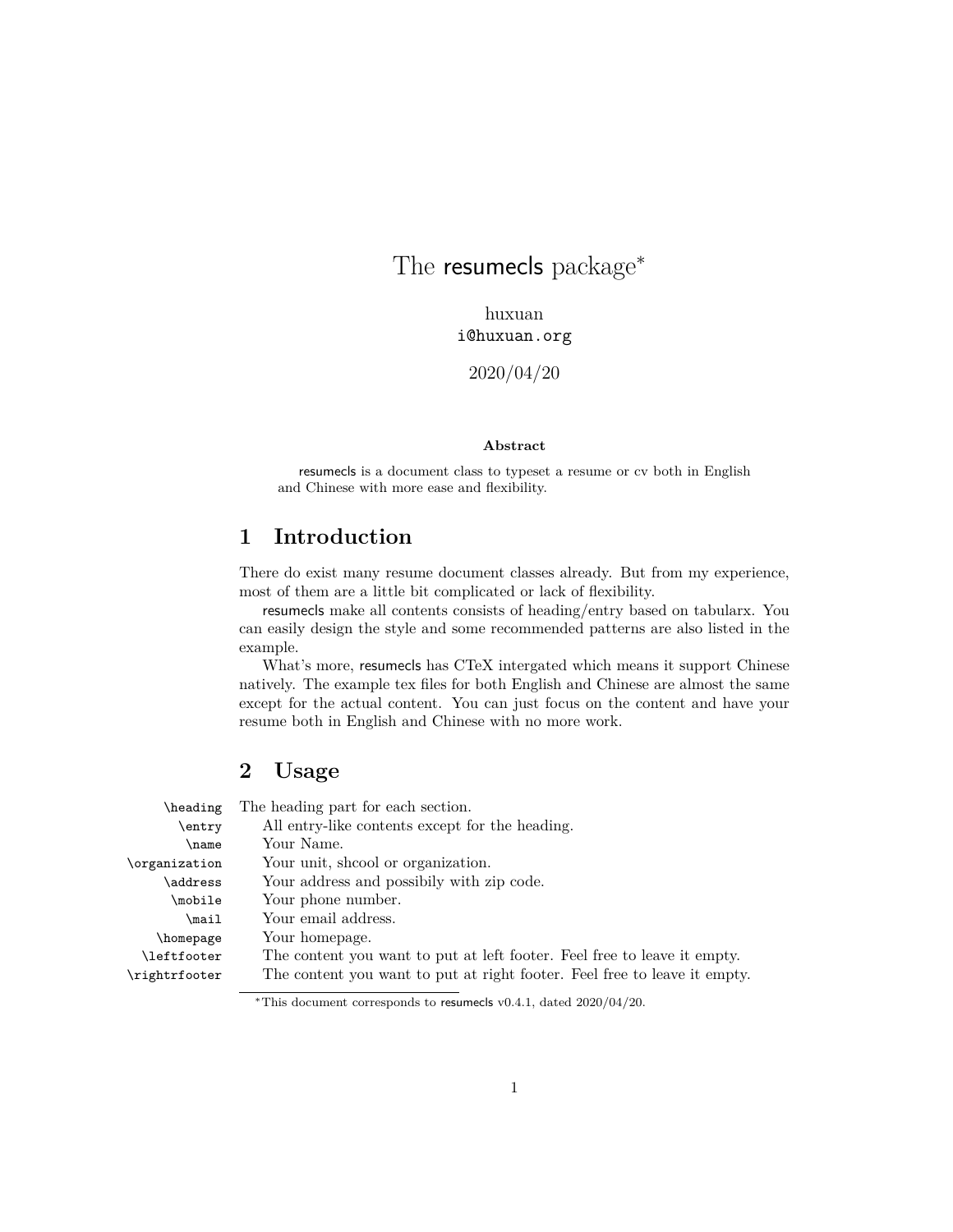# The resumecls package*

huxuan
i@huxuan.org

2020/04/20

**Abstract**

resumecls is a document class to typeset a resume or cv both in English and Chinese with more ease and flexibility.

## 1 Introduction

There do exist many resume document classes already. But from my experience, most of them are a little bit complicated or lack of flexibility.

resumecls make all contents consists of heading/entry based on tabularx. You can easily design the style and some recommended patterns are also listed in the example.

What's more, resumecls has CTeX intergated which means it support Chinese natively. The example tex files for both English and Chinese are almost the same except for the actual content. You can just focus on the content and have your resume both in English and Chinese with no more work.

## 2 Usage

`\heading` The heading part for each section.

`\entry` All entry-like contents except for the heading.

`\name` Your Name.

`\organization` Your unit, shcool or organization.

`\address` Your address and possibily with zip code.

`\mobile` Your phone number.

`\mail` Your email address.

`\homepage` Your homepage.

`\leftfooter` The content you want to put at left footer. Feel free to leave it empty.

`\rightrfooter` The content you want to put at right footer. Feel free to leave it empty.

*This document corresponds to resumecls v0.4.1, dated 2020/04/20.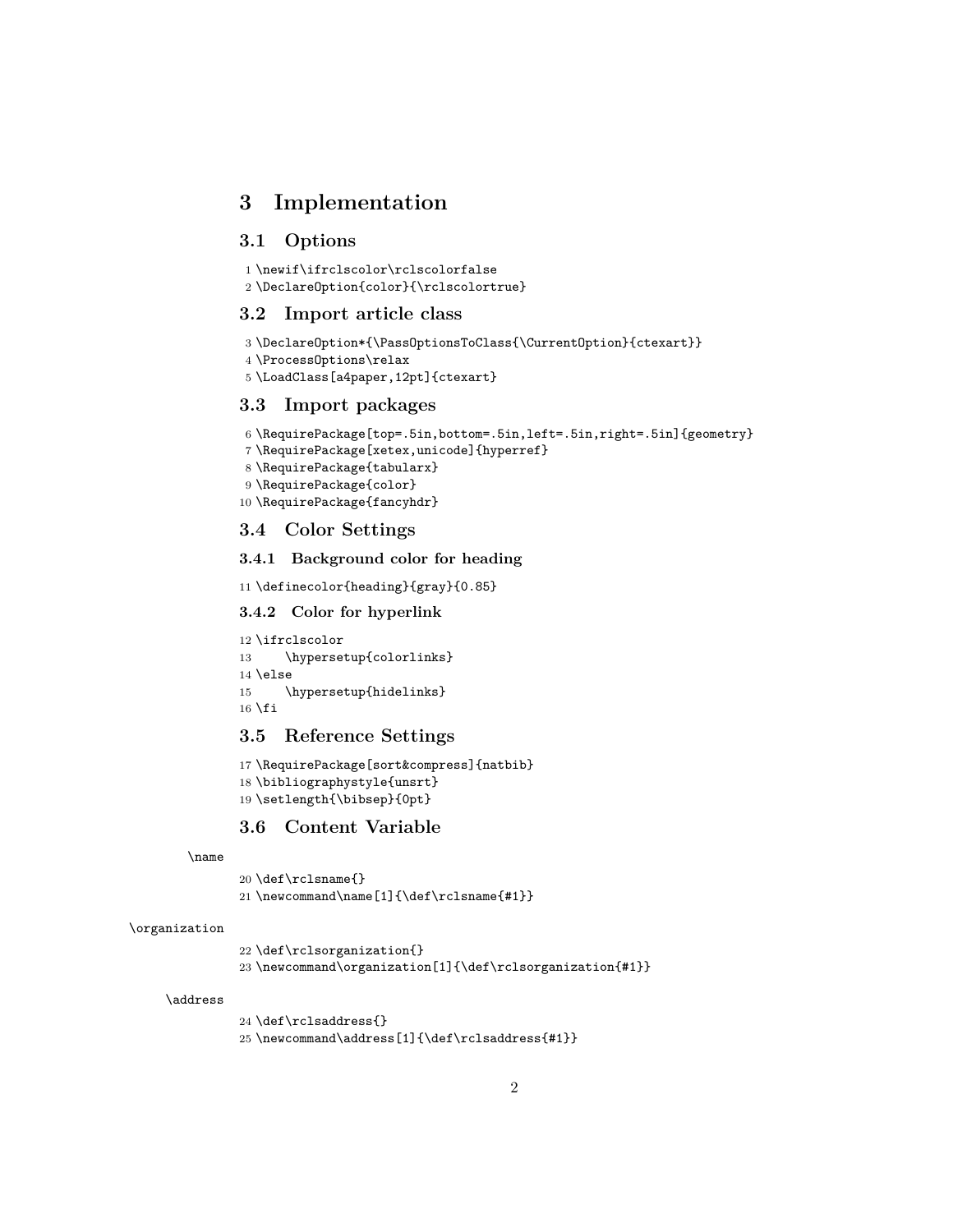# 3 Implementation

## 3.1 Options

```
1 \newif\ifrclscolor\rclscolorfalse
2 \DeclareOption{color}{\rclscolortrue}
```

## 3.2 Import article class

```
3 \DeclareOption*{\PassOptionsToClass{\CurrentOption}{ctexart}}
4 \ProcessOptions\relax
5 \LoadClass[a4paper,12pt]{ctexart}
```

## 3.3 Import packages

```
6 \RequirePackage[top=.5in,bottom=.5in,left=.5in,right=.5in]{geometry}
7 \RequirePackage[xetex,unicode]{hyperref}
8 \RequirePackage{tabularx}
9 \RequirePackage{color}
10 \RequirePackage{fancyhdr}
```

## 3.4 Color Settings

### 3.4.1 Background color for heading

```
11 \definecolor{heading}{gray}{0.85}
```

### 3.4.2 Color for hyperlink

```
12 \ifrclscolor
13     \hypersetup{colorlinks}
14 \else
15     \hypersetup{hidelinks}
16 \fi
```

## 3.5 Reference Settings

```
17 \RequirePackage[sort&compress]{natbib}
18 \bibliographystyle{unsrt}
19 \setlength{\bibsep}{0pt}
```

## 3.6 Content Variable

\name

```
20 \def\rclsname{}
21 \newcommand\name[1]{\def\rclsname{#1}}
```

\organization

```
22 \def\rclsorganization{}
23 \newcommand\organization[1]{\def\rclsorganization{#1}}
```

\address

```
24 \def\rclsaddress{}
25 \newcommand\address[1]{\def\rclsaddress{#1}}
```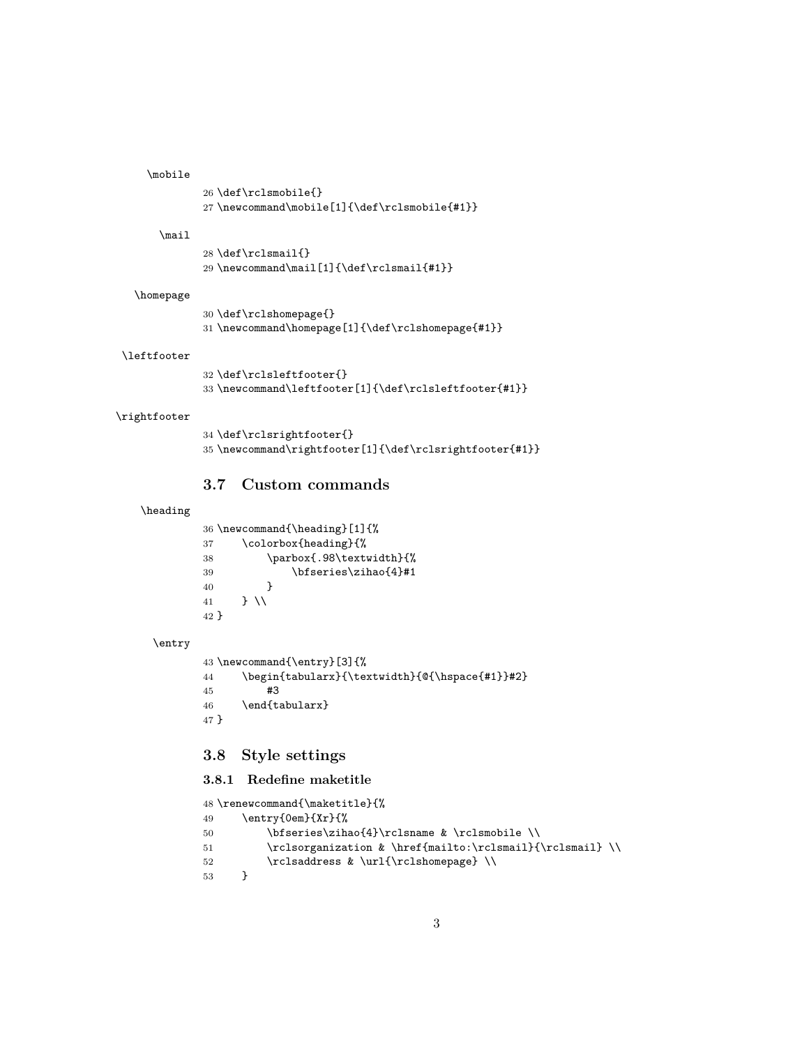\mobile

```
26 \def\rclsmobile{}
27 \newcommand\mobile[1]{\def\rclsmobile{#1}}
```

\mail

```
28 \def\rclsmail{}
29 \newcommand\mail[1]{\def\rclsmail{#1}}
```

\homepage

```
30 \def\rclshomepage{}
31 \newcommand\homepage[1]{\def\rclshomepage{#1}}
```

\leftfooter

```
32 \def\rclsleftfooter{}
33 \newcommand\leftfooter[1]{\def\rclsleftfooter{#1}}
```

\rightfooter

```
34 \def\rclsrightfooter{}
35 \newcommand\rightfooter[1]{\def\rclsrightfooter{#1}}
```

## 3.7 Custom commands

\heading

```
36 \newcommand{\heading}[1]{%
37     \colorbox{heading}{%
38         \parbox{.98\textwidth}{%
39             \bfseries\zihao{4}#1
40         }
41     } \\
42 }
```

\entry

```
43 \newcommand{\entry}[3]{%
44     \begin{tabularx}{\textwidth}{@{\hspace{#1}}#2}
45         #3
46     \end{tabularx}
47 }
```

## 3.8 Style settings

### 3.8.1 Redefine maketitle

```
48 \renewcommand{\maketitle}{%
49     \entry{0em}{Xr}{%
50         \bfseries\zihao{4}\rclsname & \rclsmobile \\
51         \rclsorganization & \href{mailto:\rclsmail}{\rclsmail} \\
52         \rclsaddress & \url{\rclshomepage} \\
53     }
```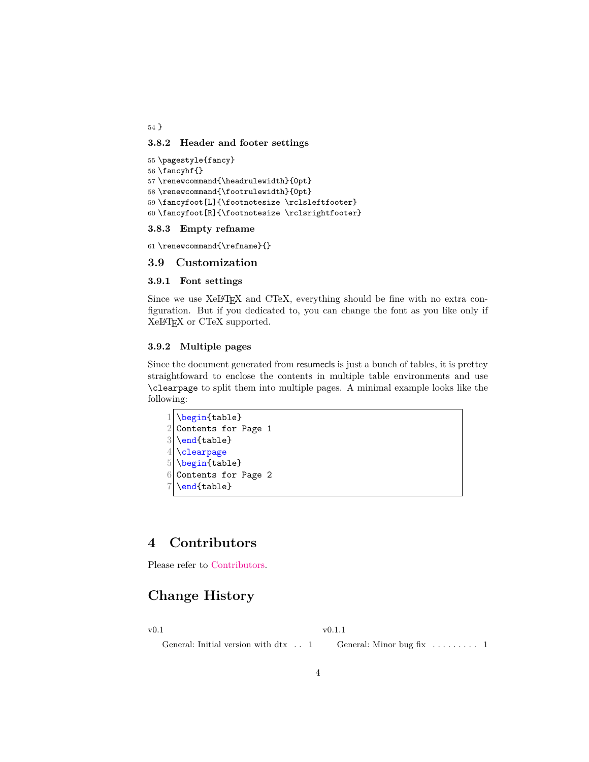```
54 }
```

#### 3.8.2 Header and footer settings

```
55 \pagestyle{fancy}
56 \fancyhf{}
57 \renewcommand{\headrulewidth}{0pt}
58 \renewcommand{\footrulewidth}{0pt}
59 \fancyfoot[L]{\footnotesize \rclsleftfooter}
60 \fancyfoot[R]{\footnotesize \rclsrightfooter}
```

#### 3.8.3 Empty refname

```
61 \renewcommand{\refname}{}
```

### 3.9 Customization

#### 3.9.1 Font settings

Since we use XeLaTeX and CTeX, everything should be fine with no extra configuration. But if you dedicated to, you can change the font as you like only if XeLaTeX or CTeX supported.

#### 3.9.2 Multiple pages

Since the document generated from resumecls is just a bunch of tables, it is prettey straightfoward to enclose the contents in multiple table environments and use `\clearpage` to split them into multiple pages. A minimal example looks like the following:

```
1 \begin{table}
2 Contents for Page 1
3 \end{table}
4 \clearpage
5 \begin{table}
6 Contents for Page 2
7 \end{table}
```

## 4 Contributors

Please refer to Contributors.

## Change History

v0.1

General: Initial version with dtx . . 1

v0.1.1

General: Minor bug fix . . . . . . . . . 1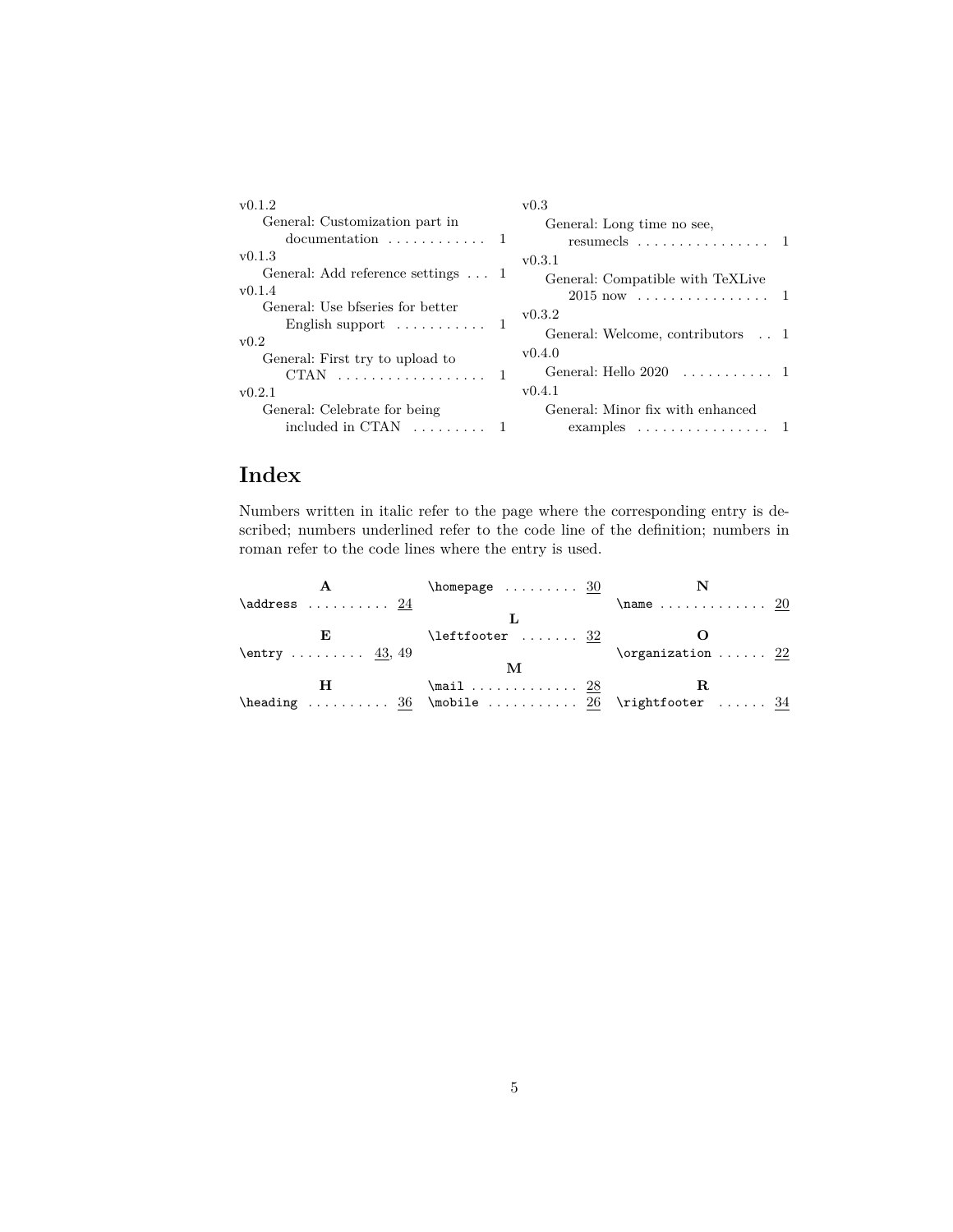v0.1.2

General: Customization part in documentation . . . . . . . . . . . . 1

v0.1.3

General: Add reference settings . . . 1

v0.1.4

General: Use bfseries for better English support . . . . . . . . . . . 1

v0.2

General: First try to upload to CTAN . . . . . . . . . . . . . . . . . . 1

v0.2.1

General: Celebrate for being included in CTAN . . . . . . . . . 1

v0.3

General: Long time no see, resumecls . . . . . . . . . . . . . . . . 1

v0.3.1

General: Compatible with TeXLive 2015 now . . . . . . . . . . . . . . . . 1

v0.3.2

General: Welcome, contributors . . 1

v0.4.0

General: Hello 2020 . . . . . . . . . . . 1

v0.4.1

General: Minor fix with enhanced examples . . . . . . . . . . . . . . . . 1

# Index

Numbers written in italic refer to the page where the corresponding entry is described; numbers underlined refer to the code line of the definition; numbers in roman refer to the code lines where the entry is used.

**A**

`\address` . . . . . . . . . . 24

**E**

`\entry` . . . . . . . . . 43, 49

**H**

`\heading` . . . . . . . . . . 36

`\homepage` . . . . . . . . . 30

**L**

`\leftfooter` . . . . . . . 32

**M**

`\mail` . . . . . . . . . . . . . 28

`\mobile` . . . . . . . . . . . 26

**N**

`\name` . . . . . . . . . . . . . 20

**O**

`\organization` . . . . . . 22

**R**

`\rightfooter` . . . . . . 34